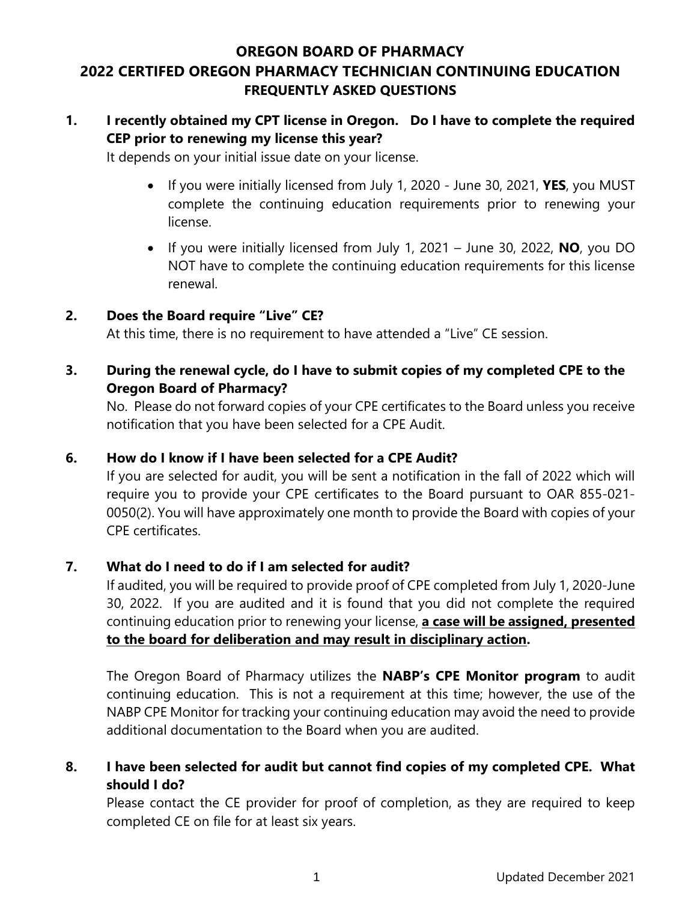# OREGON BOARD OF PHARMACY
## 2022 CERTIFED OREGON PHARMACY TECHNICIAN CONTINUING EDUCATION
### FREQUENTLY ASKED QUESTIONS

**1. I recently obtained my CPT license in Oregon. Do I have to complete the required CEP prior to renewing my license this year?**

It depends on your initial issue date on your license.

- If you were initially licensed from July 1, 2020 - June 30, 2021, **YES**, you MUST complete the continuing education requirements prior to renewing your license.
- If you were initially licensed from July 1, 2021 – June 30, 2022, **NO**, you DO NOT have to complete the continuing education requirements for this license renewal.

**2. Does the Board require "Live" CE?**

At this time, there is no requirement to have attended a "Live" CE session.

**3. During the renewal cycle, do I have to submit copies of my completed CPE to the Oregon Board of Pharmacy?**

No. Please do not forward copies of your CPE certificates to the Board unless you receive notification that you have been selected for a CPE Audit.

**6. How do I know if I have been selected for a CPE Audit?**

If you are selected for audit, you will be sent a notification in the fall of 2022 which will require you to provide your CPE certificates to the Board pursuant to OAR 855-021-0050(2). You will have approximately one month to provide the Board with copies of your CPE certificates.

**7. What do I need to do if I am selected for audit?**

If audited, you will be required to provide proof of CPE completed from July 1, 2020-June 30, 2022. If you are audited and it is found that you did not complete the required continuing education prior to renewing your license, **<u>a case will be assigned, presented to the board for deliberation and may result in disciplinary action</u>**.

The Oregon Board of Pharmacy utilizes the **NABP's CPE Monitor program** to audit continuing education. This is not a requirement at this time; however, the use of the NABP CPE Monitor for tracking your continuing education may avoid the need to provide additional documentation to the Board when you are audited.

**8. I have been selected for audit but cannot find copies of my completed CPE. What should I do?**

Please contact the CE provider for proof of completion, as they are required to keep completed CE on file for at least six years.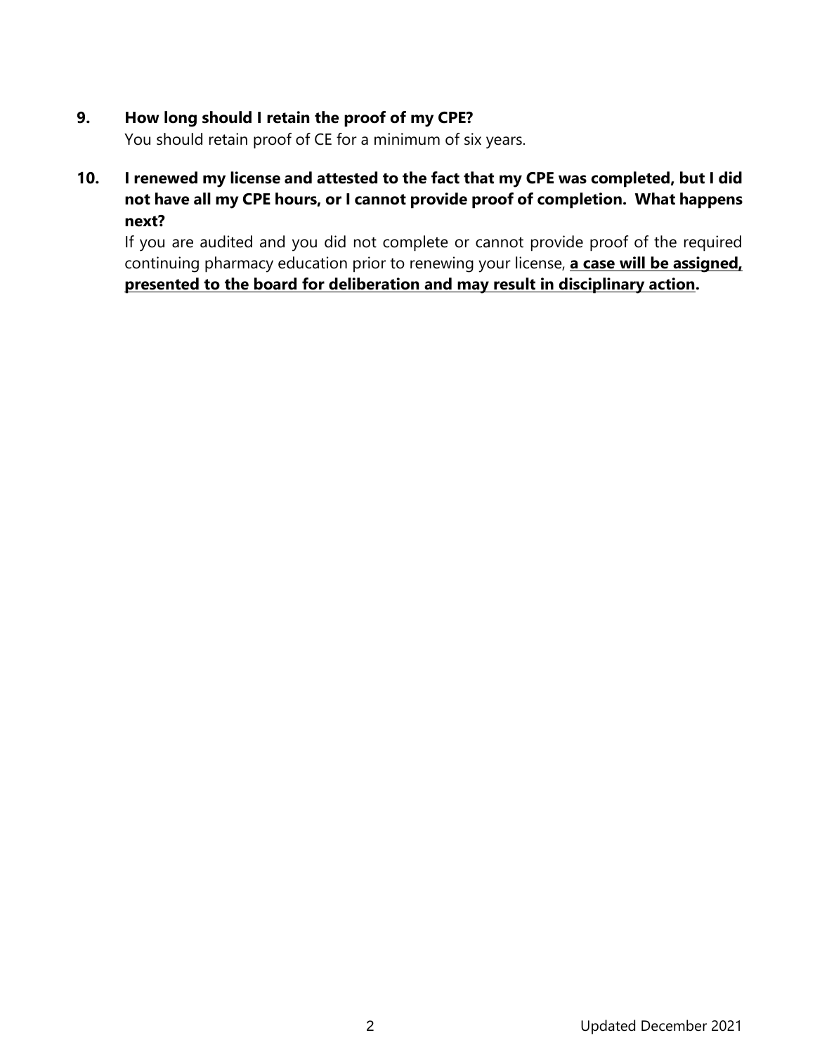**9. How long should I retain the proof of my CPE?**

You should retain proof of CE for a minimum of six years.

**10. I renewed my license and attested to the fact that my CPE was completed, but I did not have all my CPE hours, or I cannot provide proof of completion. What happens next?**

If you are audited and you did not complete or cannot provide proof of the required continuing pharmacy education prior to renewing your license, **a case will be assigned, presented to the board for deliberation and may result in disciplinary action.**

Updated December 2021